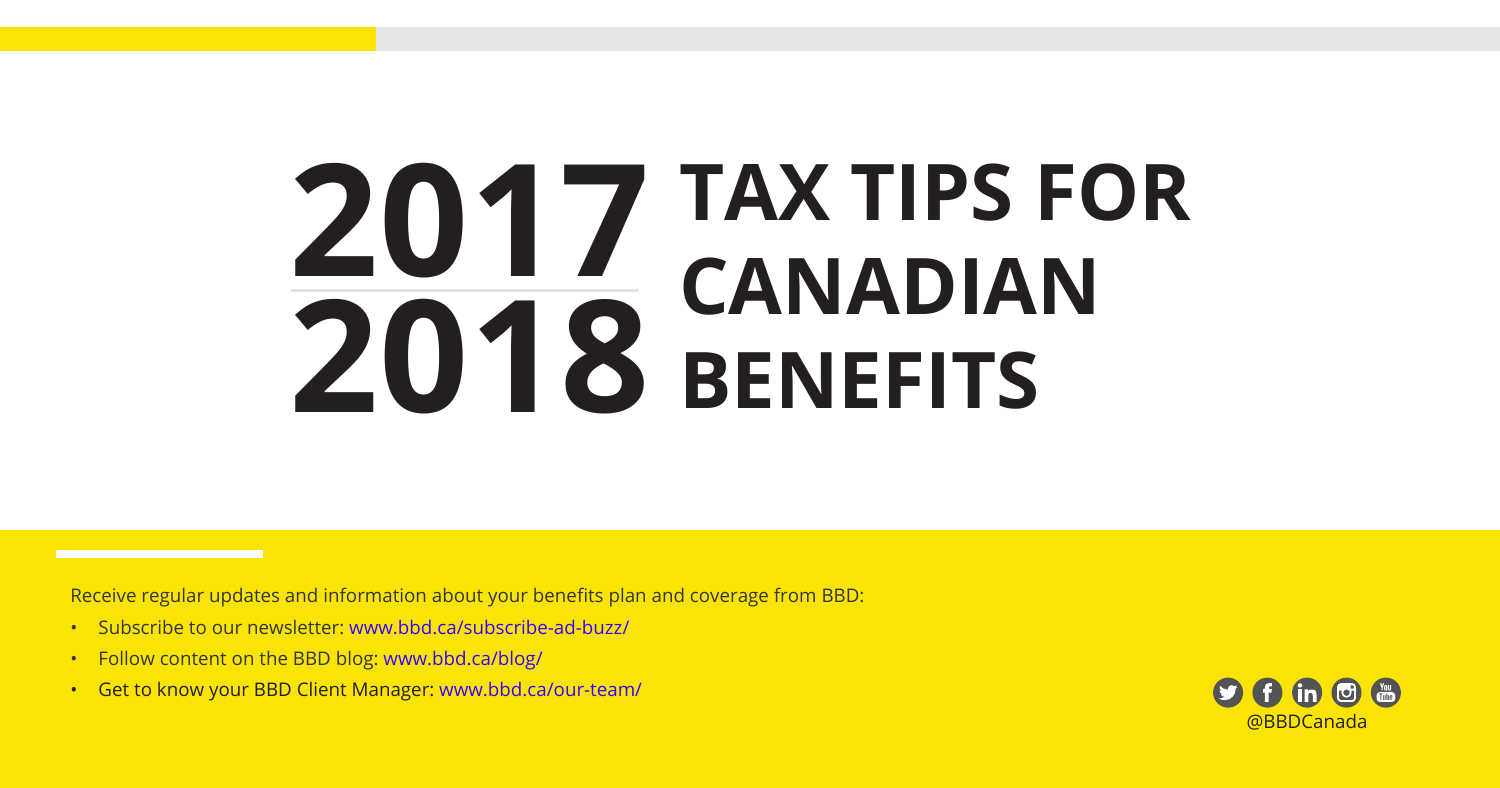# 2017 2018 TAX TIPS FOR CANADIAN BENEFITS

Receive regular updates and information about your benefits plan and coverage from BBD:

- Subscribe to our newsletter: www.bbd.ca/subscribe-ad-buzz/
- Follow content on the BBD blog: www.bbd.ca/blog/
- Get to know your BBD Client Manager: www.bbd.ca/our-team/

@BBDCanada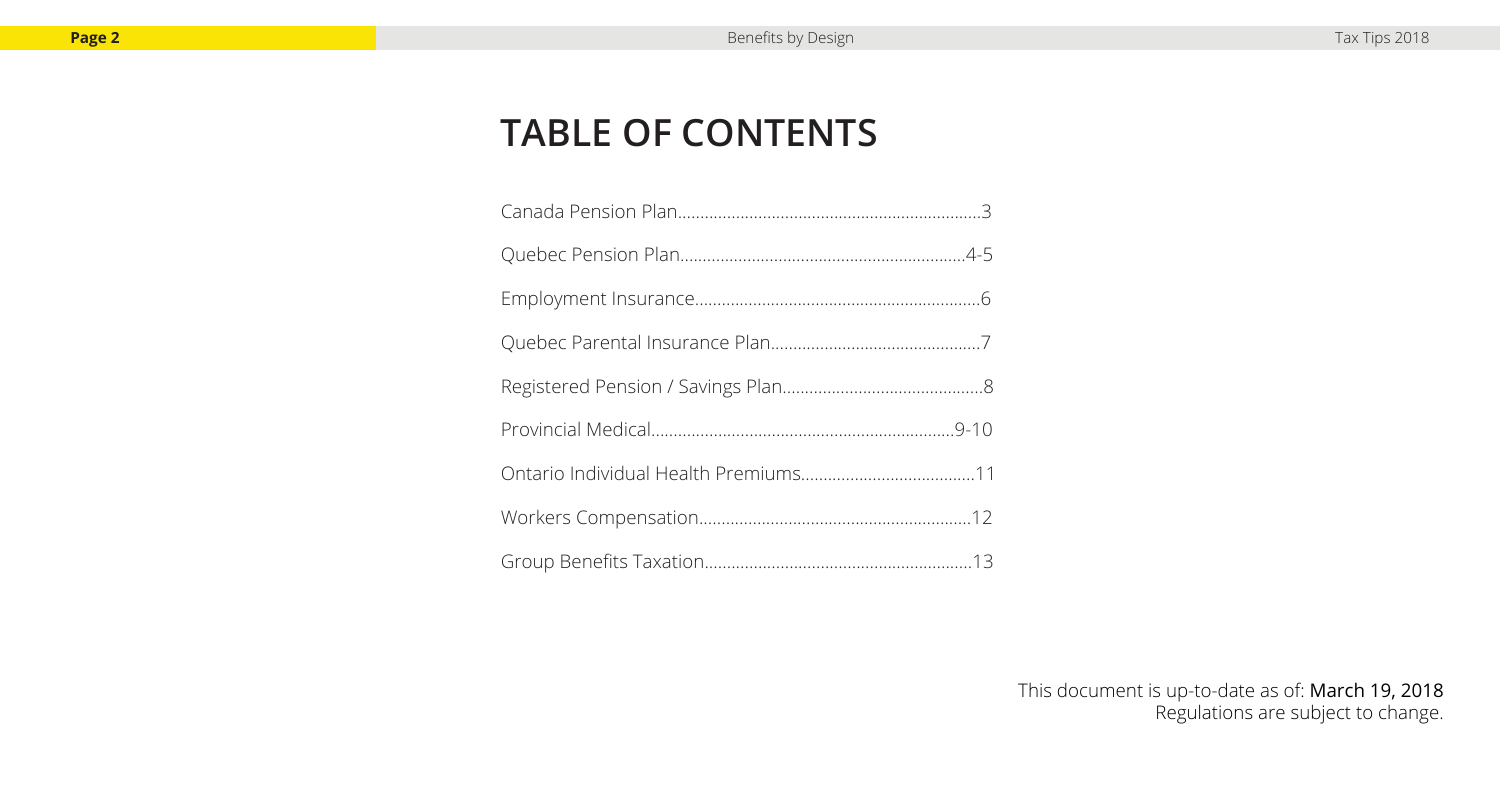# TABLE OF CONTENTS

| Section | Page |
|---|---|
| Canada Pension Plan | 3 |
| Quebec Pension Plan | 4-5 |
| Employment Insurance | 6 |
| Quebec Parental Insurance Plan | 7 |
| Registered Pension / Savings Plan | 8 |
| Provincial Medical | 9-10 |
| Ontario Individual Health Premiums | 11 |
| Workers Compensation | 12 |
| Group Benefits Taxation | 13 |

This document is up-to-date as of: March 19, 2018
Regulations are subject to change.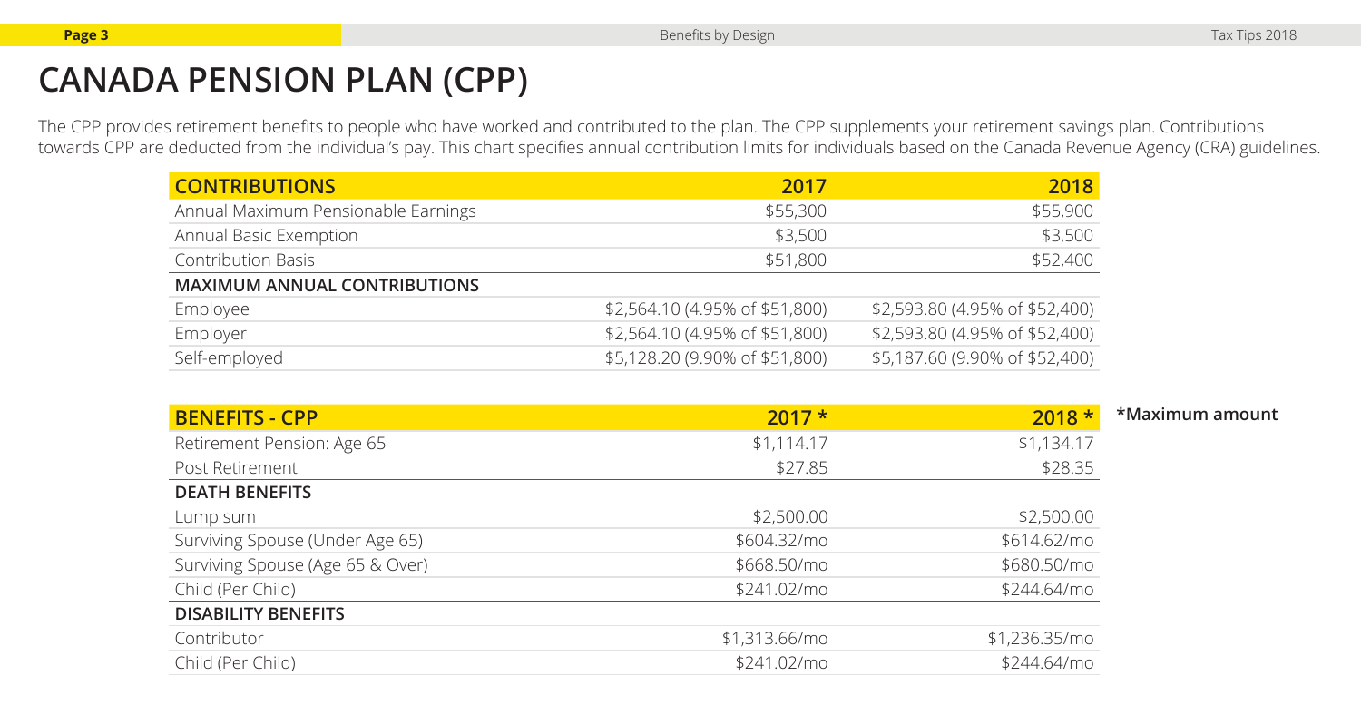# CANADA PENSION PLAN (CPP)

The CPP provides retirement benefits to people who have worked and contributed to the plan. The CPP supplements your retirement savings plan. Contributions towards CPP are deducted from the individual's pay. This chart specifies annual contribution limits for individuals based on the Canada Revenue Agency (CRA) guidelines.

| CONTRIBUTIONS | 2017 | 2018 |
|---|---|---|
| Annual Maximum Pensionable Earnings | $55,300 | $55,900 |
| Annual Basic Exemption | $3,500 | $3,500 |
| Contribution Basis | $51,800 | $52,400 |
| **MAXIMUM ANNUAL CONTRIBUTIONS** | | |
| Employee | $2,564.10 (4.95% of $51,800) | $2,593.80 (4.95% of $52,400) |
| Employer | $2,564.10 (4.95% of $51,800) | $2,593.80 (4.95% of $52,400) |
| Self-employed | $5,128.20 (9.90% of $51,800) | $5,187.60 (9.90% of $52,400) |

| BENEFITS - CPP | 2017 * | 2018 * |
|---|---|---|
| Retirement Pension: Age 65 | $1,114.17 | $1,134.17 |
| Post Retirement | $27.85 | $28.35 |
| **DEATH BENEFITS** | | |
| Lump sum | $2,500.00 | $2,500.00 |
| Surviving Spouse (Under Age 65) | $604.32/mo | $614.62/mo |
| Surviving Spouse (Age 65 & Over) | $668.50/mo | $680.50/mo |
| Child (Per Child) | $241.02/mo | $244.64/mo |
| **DISABILITY BENEFITS** | | |
| Contributor | $1,313.66/mo | $1,236.35/mo |
| Child (Per Child) | $241.02/mo | $244.64/mo |

**\*Maximum amount**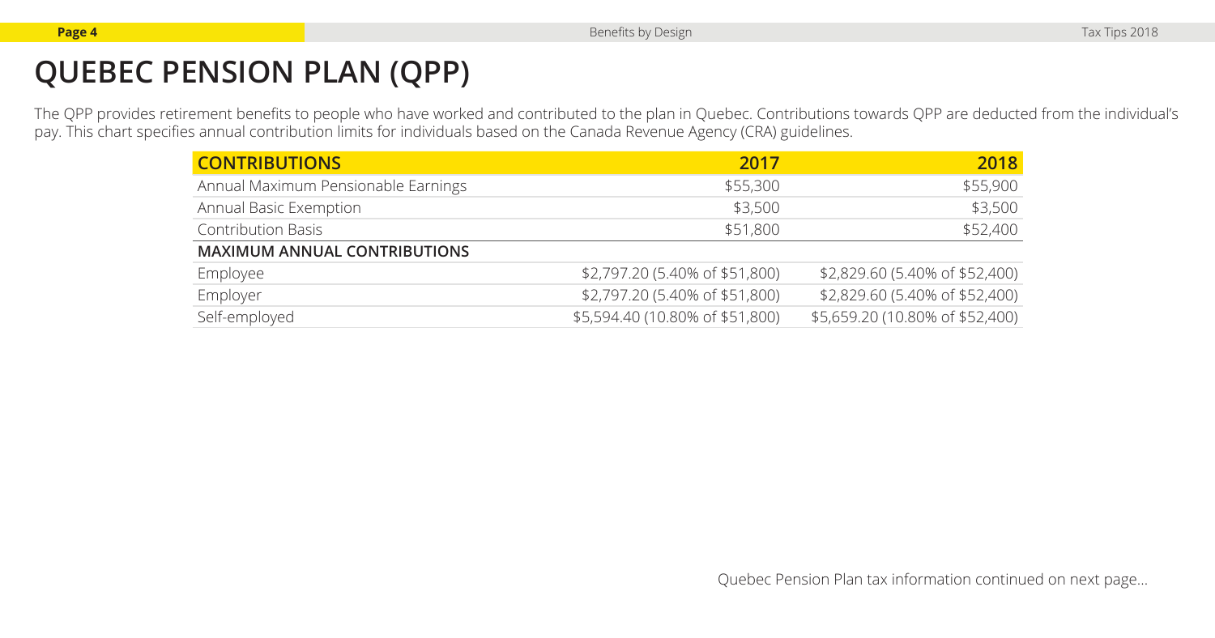# QUEBEC PENSION PLAN (QPP)

The QPP provides retirement benefits to people who have worked and contributed to the plan in Quebec. Contributions towards QPP are deducted from the individual's pay. This chart specifies annual contribution limits for individuals based on the Canada Revenue Agency (CRA) guidelines.

| CONTRIBUTIONS | 2017 | 2018 |
|---|---|---|
| Annual Maximum Pensionable Earnings | $55,300 | $55,900 |
| Annual Basic Exemption | $3,500 | $3,500 |
| Contribution Basis | $51,800 | $52,400 |
| **MAXIMUM ANNUAL CONTRIBUTIONS** | | |
| Employee | $2,797.20 (5.40% of $51,800) | $2,829.60 (5.40% of $52,400) |
| Employer | $2,797.20 (5.40% of $51,800) | $2,829.60 (5.40% of $52,400) |
| Self-employed | $5,594.40 (10.80% of $51,800) | $5,659.20 (10.80% of $52,400) |

Quebec Pension Plan tax information continued on next page...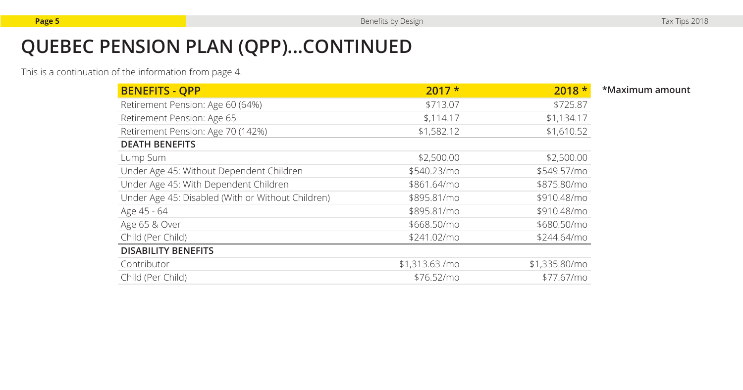# QUEBEC PENSION PLAN (QPP)...CONTINUED

This is a continuation of the information from page 4.

| BENEFITS - QPP | 2017 * | 2018 * |
|---|---|---|
| Retirement Pension: Age 60 (64%) | $713.07 | $725.87 |
| Retirement Pension: Age 65 | $,114.17 | $1,134.17 |
| Retirement Pension: Age 70 (142%) | $1,582.12 | $1,610.52 |
| **DEATH BENEFITS** | | |
| Lump Sum | $2,500.00 | $2,500.00 |
| Under Age 45: Without Dependent Children | $540.23/mo | $549.57/mo |
| Under Age 45: With Dependent Children | $861.64/mo | $875.80/mo |
| Under Age 45: Disabled (With or Without Children) | $895.81/mo | $910.48/mo |
| Age 45 - 64 | $895.81/mo | $910.48/mo |
| Age 65 & Over | $668.50/mo | $680.50/mo |
| Child (Per Child) | $241.02/mo | $244.64/mo |
| **DISABILITY BENEFITS** | | |
| Contributor | $1,313.63 /mo | $1,335.80/mo |
| Child (Per Child) | $76.52/mo | $77.67/mo |

**\*Maximum amount**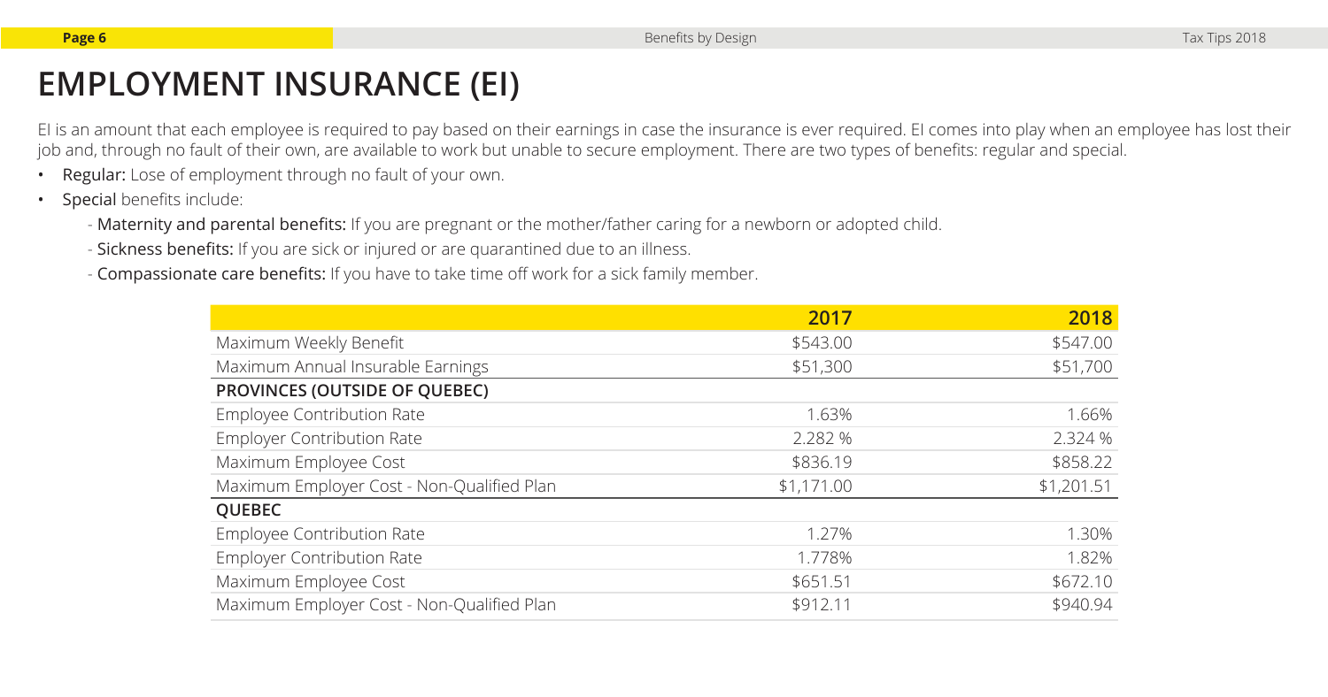# EMPLOYMENT INSURANCE (EI)

EI is an amount that each employee is required to pay based on their earnings in case the insurance is ever required. EI comes into play when an employee has lost their job and, through no fault of their own, are available to work but unable to secure employment. There are two types of benefits: regular and special.

- Regular: Lose of employment through no fault of your own.
- Special benefits include:
  - Maternity and parental benefits: If you are pregnant or the mother/father caring for a newborn or adopted child.
  - Sickness benefits: If you are sick or injured or are quarantined due to an illness.
  - Compassionate care benefits: If you have to take time off work for a sick family member.

| | 2017 | 2018 |
|---|---|---|
| Maximum Weekly Benefit | $543.00 | $547.00 |
| Maximum Annual Insurable Earnings | $51,300 | $51,700 |
| **PROVINCES (OUTSIDE OF QUEBEC)** | | |
| Employee Contribution Rate | 1.63% | 1.66% |
| Employer Contribution Rate | 2.282 % | 2.324 % |
| Maximum Employee Cost | $836.19 | $858.22 |
| Maximum Employer Cost - Non-Qualified Plan | $1,171.00 | $1,201.51 |
| **QUEBEC** | | |
| Employee Contribution Rate | 1.27% | 1.30% |
| Employer Contribution Rate | 1.778% | 1.82% |
| Maximum Employee Cost | $651.51 | $672.10 |
| Maximum Employer Cost - Non-Qualified Plan | $912.11 | $940.94 |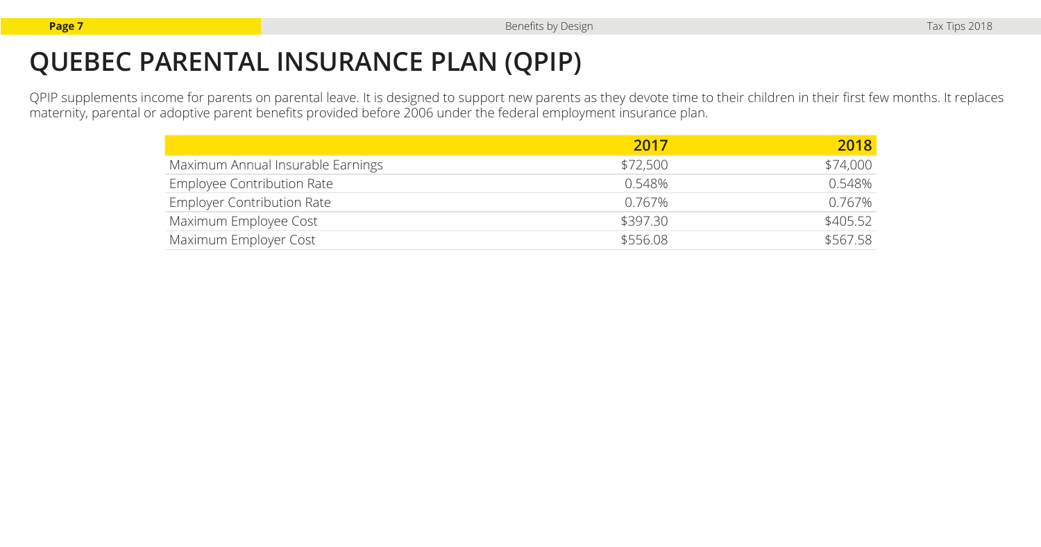# QUEBEC PARENTAL INSURANCE PLAN (QPIP)

QPIP supplements income for parents on parental leave. It is designed to support new parents as they devote time to their children in their first few months. It replaces maternity, parental or adoptive parent benefits provided before 2006 under the federal employment insurance plan.

| | 2017 | 2018 |
|---|---|---|
| Maximum Annual Insurable Earnings | $72,500 | $74,000 |
| Employee Contribution Rate | 0.548% | 0.548% |
| Employer Contribution Rate | 0.767% | 0.767% |
| Maximum Employee Cost | $397.30 | $405.52 |
| Maximum Employer Cost | $556.08 | $567.58 |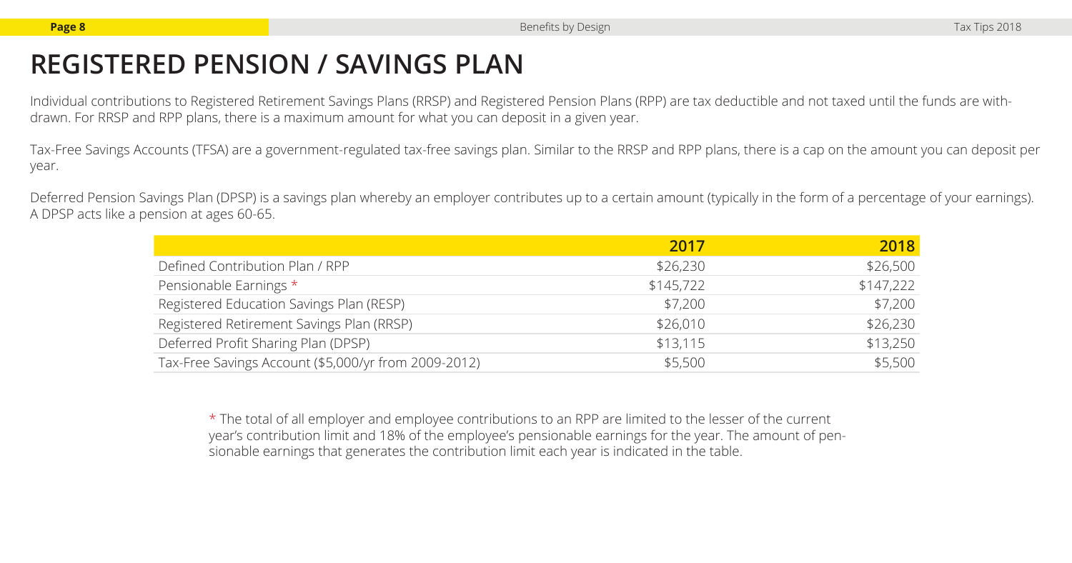# REGISTERED PENSION / SAVINGS PLAN

Individual contributions to Registered Retirement Savings Plans (RRSP) and Registered Pension Plans (RPP) are tax deductible and not taxed until the funds are withdrawn. For RRSP and RPP plans, there is a maximum amount for what you can deposit in a given year.

Tax-Free Savings Accounts (TFSA) are a government-regulated tax-free savings plan. Similar to the RRSP and RPP plans, there is a cap on the amount you can deposit per year.

Deferred Pension Savings Plan (DPSP) is a savings plan whereby an employer contributes up to a certain amount (typically in the form of a percentage of your earnings). A DPSP acts like a pension at ages 60-65.

| | 2017 | 2018 |
|---|---|---|
| Defined Contribution Plan / RPP | $26,230 | $26,500 |
| Pensionable Earnings * | $145,722 | $147,222 |
| Registered Education Savings Plan (RESP) | $7,200 | $7,200 |
| Registered Retirement Savings Plan (RRSP) | $26,010 | $26,230 |
| Deferred Profit Sharing Plan (DPSP) | $13,115 | $13,250 |
| Tax-Free Savings Account ($5,000/yr from 2009-2012) | $5,500 | $5,500 |

* The total of all employer and employee contributions to an RPP are limited to the lesser of the current year's contribution limit and 18% of the employee's pensionable earnings for the year. The amount of pensionable earnings that generates the contribution limit each year is indicated in the table.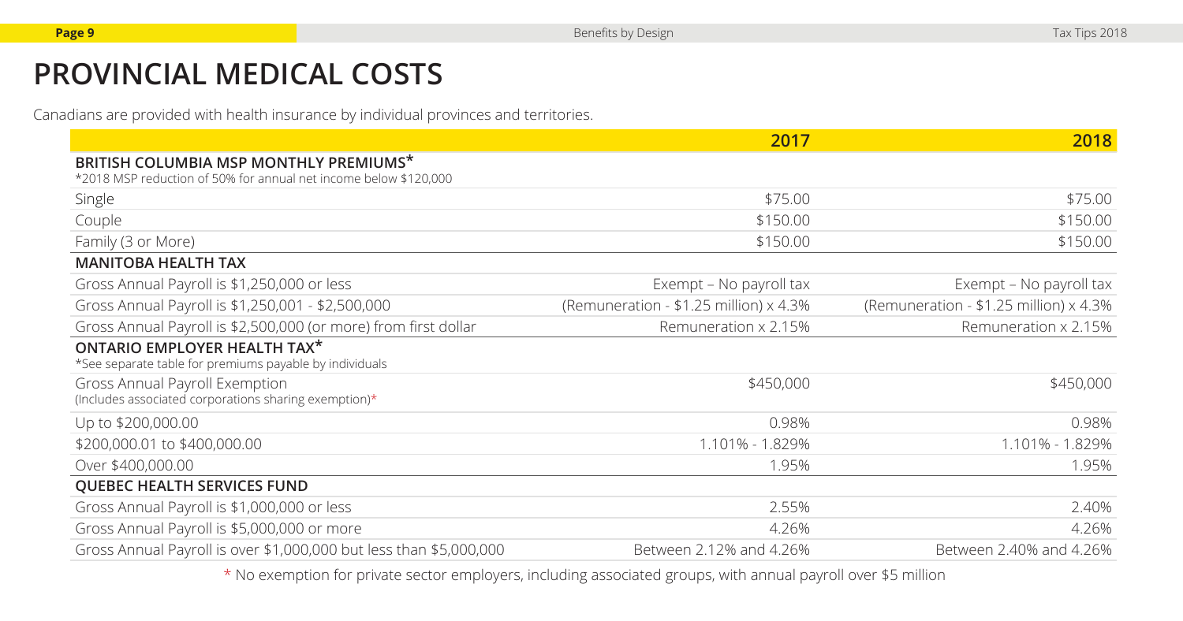# PROVINCIAL MEDICAL COSTS

Canadians are provided with health insurance by individual provinces and territories.

| | 2017 | 2018 |
|---|---|---|
| **BRITISH COLUMBIA MSP MONTHLY PREMIUMS***<br>*2018 MSP reduction of 50% for annual net income below $120,000 | | |
| Single | $75.00 | $75.00 |
| Couple | $150.00 | $150.00 |
| Family (3 or More) | $150.00 | $150.00 |
| **MANITOBA HEALTH TAX** | | |
| Gross Annual Payroll is $1,250,000 or less | Exempt – No payroll tax | Exempt – No payroll tax |
| Gross Annual Payroll is $1,250,001 - $2,500,000 | (Remuneration - $1.25 million) x 4.3% | (Remuneration - $1.25 million) x 4.3% |
| Gross Annual Payroll is $2,500,000 (or more) from first dollar | Remuneration x 2.15% | Remuneration x 2.15% |
| **ONTARIO EMPLOYER HEALTH TAX***<br>*See separate table for premiums payable by individuals | | |
| Gross Annual Payroll Exemption<br>(Includes associated corporations sharing exemption)* | $450,000 | $450,000 |
| Up to $200,000.00 | 0.98% | 0.98% |
| $200,000.01 to $400,000.00 | 1.101% - 1.829% | 1.101% - 1.829% |
| Over $400,000.00 | 1.95% | 1.95% |
| **QUEBEC HEALTH SERVICES FUND** | | |
| Gross Annual Payroll is $1,000,000 or less | 2.55% | 2.40% |
| Gross Annual Payroll is $5,000,000 or more | 4.26% | 4.26% |
| Gross Annual Payroll is over $1,000,000 but less than $5,000,000 | Between 2.12% and 4.26% | Between 2.40% and 4.26% |

* No exemption for private sector employers, including associated groups, with annual payroll over $5 million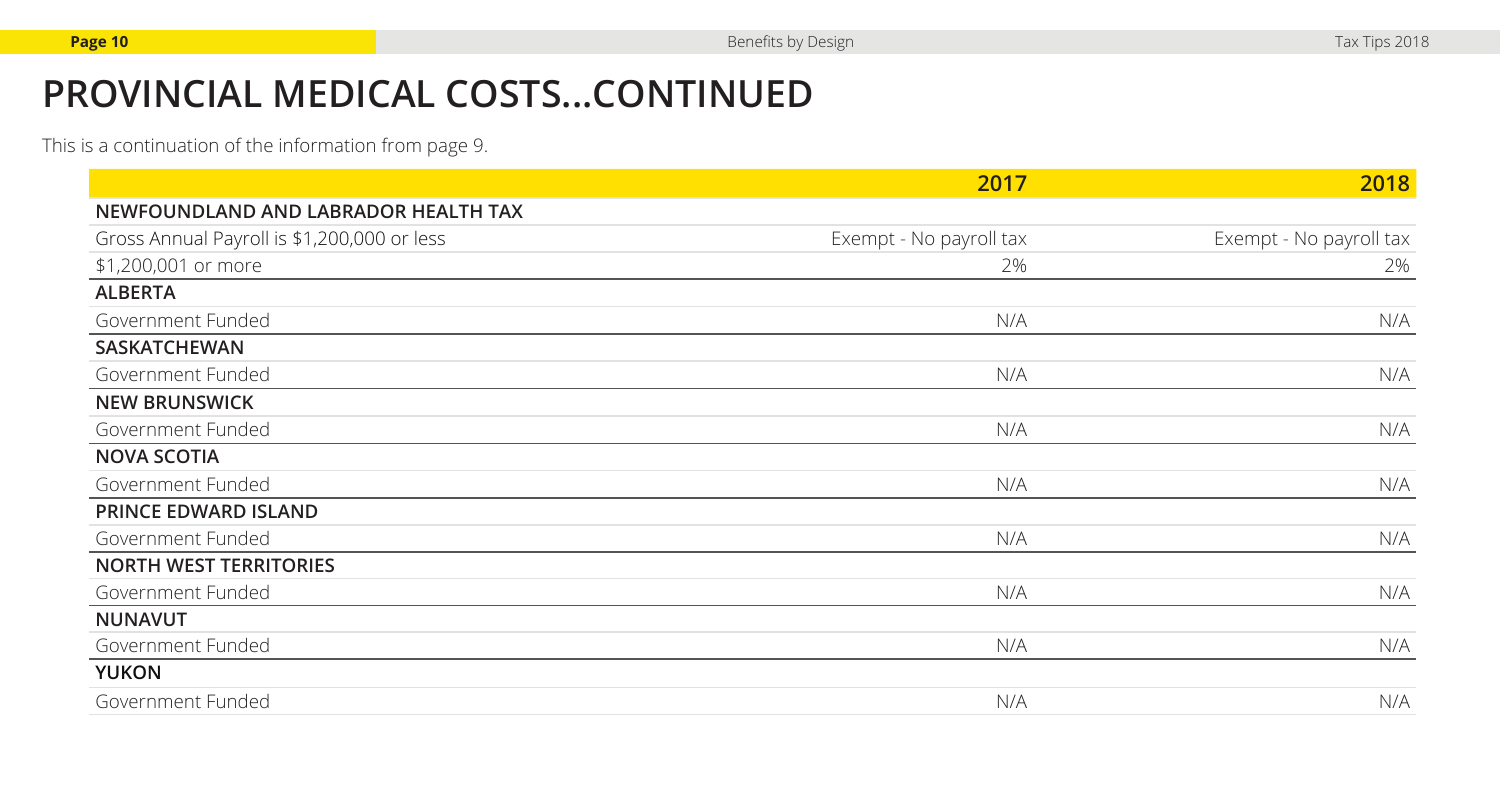# PROVINCIAL MEDICAL COSTS...CONTINUED

This is a continuation of the information from page 9.

| | 2017 | 2018 |
|---|---|---|
| **NEWFOUNDLAND AND LABRADOR HEALTH TAX** | | |
| Gross Annual Payroll is $1,200,000 or less | Exempt - No payroll tax | Exempt - No payroll tax |
| $1,200,001 or more | 2% | 2% |
| **ALBERTA** | | |
| Government Funded | N/A | N/A |
| **SASKATCHEWAN** | | |
| Government Funded | N/A | N/A |
| **NEW BRUNSWICK** | | |
| Government Funded | N/A | N/A |
| **NOVA SCOTIA** | | |
| Government Funded | N/A | N/A |
| **PRINCE EDWARD ISLAND** | | |
| Government Funded | N/A | N/A |
| **NORTH WEST TERRITORIES** | | |
| Government Funded | N/A | N/A |
| **NUNAVUT** | | |
| Government Funded | N/A | N/A |
| **YUKON** | | |
| Government Funded | N/A | N/A |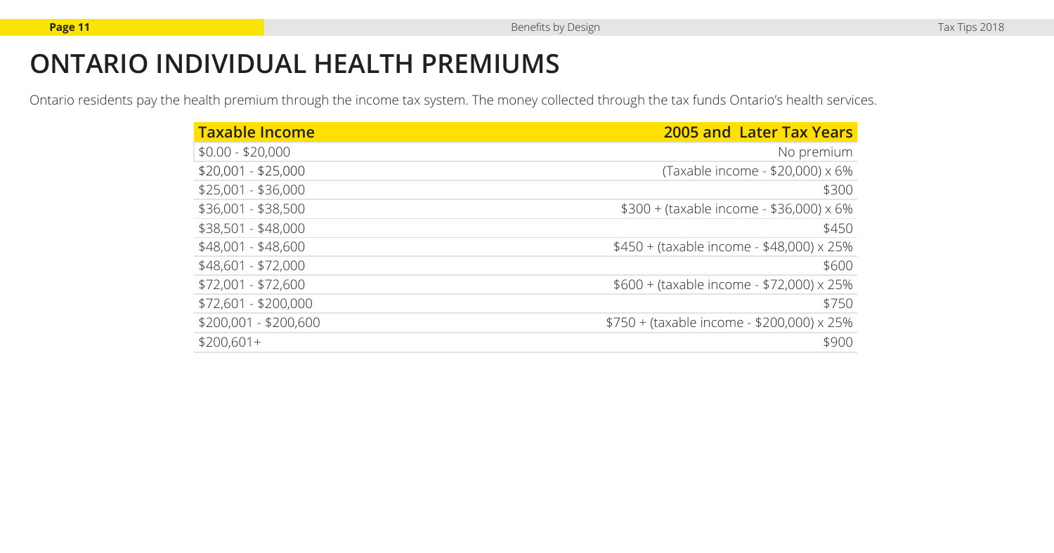# ONTARIO INDIVIDUAL HEALTH PREMIUMS

Ontario residents pay the health premium through the income tax system. The money collected through the tax funds Ontario's health services.

| Taxable Income | 2005 and Later Tax Years |
|---|---|
| $0.00 - $20,000 | No premium |
| $20,001 - $25,000 | (Taxable income - $20,000) x 6% |
| $25,001 - $36,000 | $300 |
| $36,001 - $38,500 | $300 + (taxable income - $36,000) x 6% |
| $38,501 - $48,000 | $450 |
| $48,001 - $48,600 | $450 + (taxable income - $48,000) x 25% |
| $48,601 - $72,000 | $600 |
| $72,001 - $72,600 | $600 + (taxable income - $72,000) x 25% |
| $72,601 - $200,000 | $750 |
| $200,001 - $200,600 | $750 + (taxable income - $200,000) x 25% |
| $200,601+ | $900 |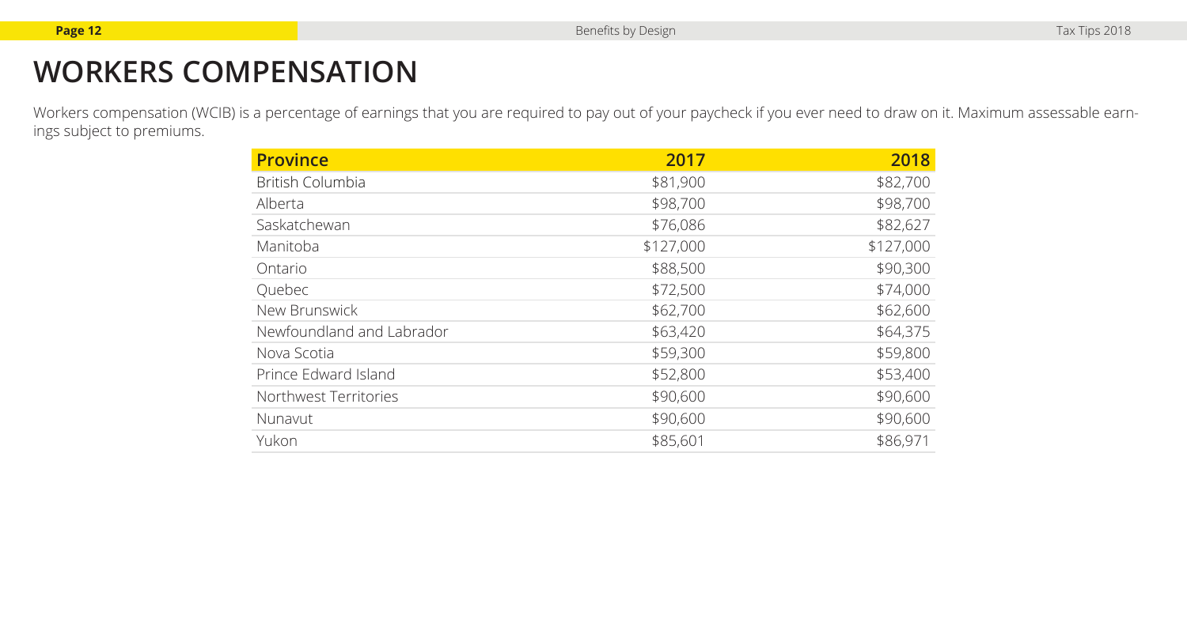# WORKERS COMPENSATION

Workers compensation (WCIB) is a percentage of earnings that you are required to pay out of your paycheck if you ever need to draw on it. Maximum assessable earnings subject to premiums.

| Province | 2017 | 2018 |
|---|---|---|
| British Columbia | $81,900 | $82,700 |
| Alberta | $98,700 | $98,700 |
| Saskatchewan | $76,086 | $82,627 |
| Manitoba | $127,000 | $127,000 |
| Ontario | $88,500 | $90,300 |
| Quebec | $72,500 | $74,000 |
| New Brunswick | $62,700 | $62,600 |
| Newfoundland and Labrador | $63,420 | $64,375 |
| Nova Scotia | $59,300 | $59,800 |
| Prince Edward Island | $52,800 | $53,400 |
| Northwest Territories | $90,600 | $90,600 |
| Nunavut | $90,600 | $90,600 |
| Yukon | $85,601 | $86,971 |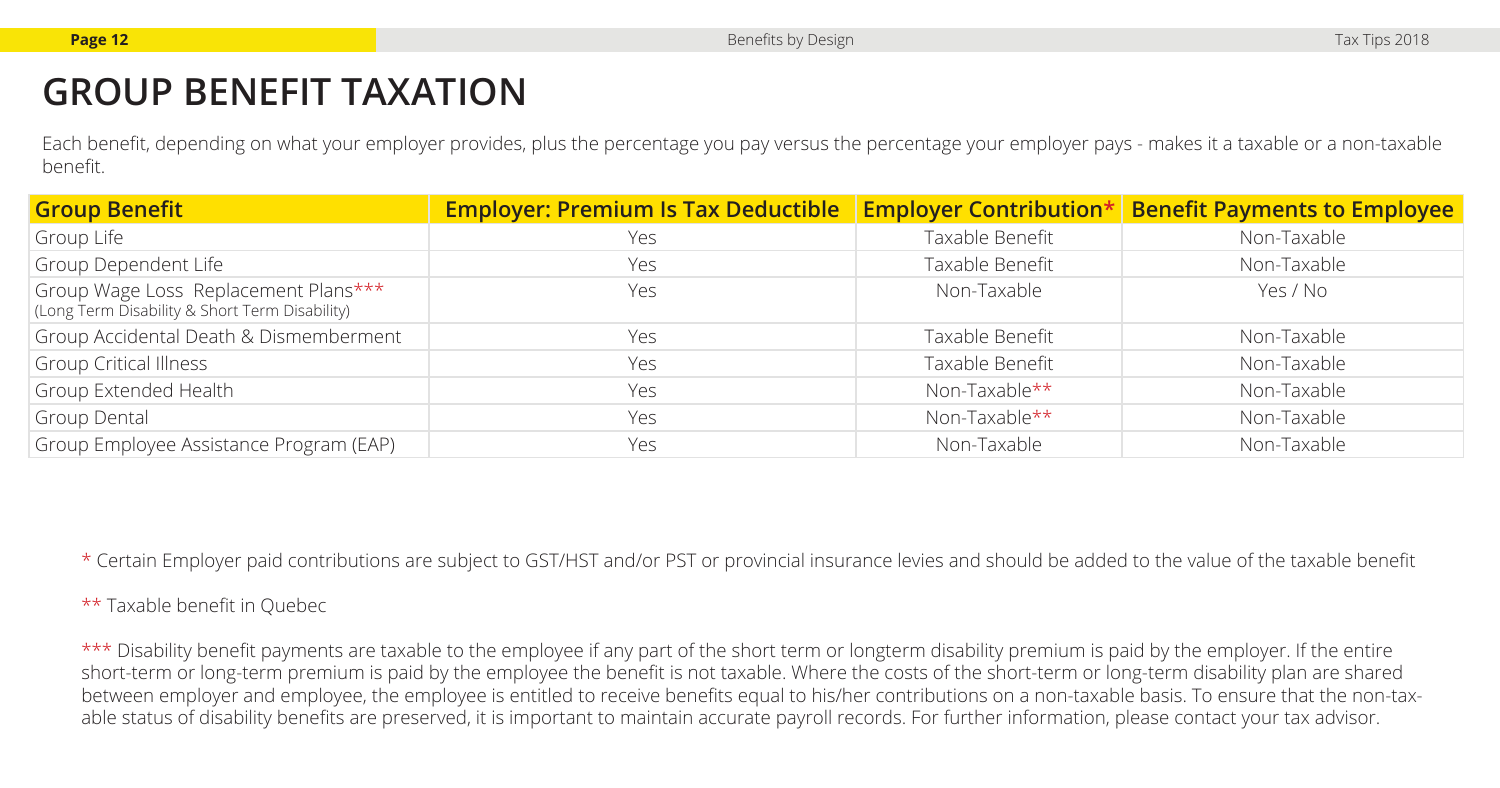# GROUP BENEFIT TAXATION

Each benefit, depending on what your employer provides, plus the percentage you pay versus the percentage your employer pays - makes it a taxable or a non-taxable benefit.

| Group Benefit | Employer: Premium Is Tax Deductible | Employer Contribution* | Benefit Payments to Employee |
|---|---|---|---|
| Group Life | Yes | Taxable Benefit | Non-Taxable |
| Group Dependent Life | Yes | Taxable Benefit | Non-Taxable |
| Group Wage Loss Replacement Plans*** (Long Term Disability & Short Term Disability) | Yes | Non-Taxable | Yes / No |
| Group Accidental Death & Dismemberment | Yes | Taxable Benefit | Non-Taxable |
| Group Critical Illness | Yes | Taxable Benefit | Non-Taxable |
| Group Extended Health | Yes | Non-Taxable** | Non-Taxable |
| Group Dental | Yes | Non-Taxable** | Non-Taxable |
| Group Employee Assistance Program (EAP) | Yes | Non-Taxable | Non-Taxable |

* Certain Employer paid contributions are subject to GST/HST and/or PST or provincial insurance levies and should be added to the value of the taxable benefit

** Taxable benefit in Quebec

*** Disability benefit payments are taxable to the employee if any part of the short term or longterm disability premium is paid by the employer. If the entire short-term or long-term premium is paid by the employee the benefit is not taxable. Where the costs of the short-term or long-term disability plan are shared between employer and employee, the employee is entitled to receive benefits equal to his/her contributions on a non-taxable basis. To ensure that the non-taxable status of disability benefits are preserved, it is important to maintain accurate payroll records. For further information, please contact your tax advisor.